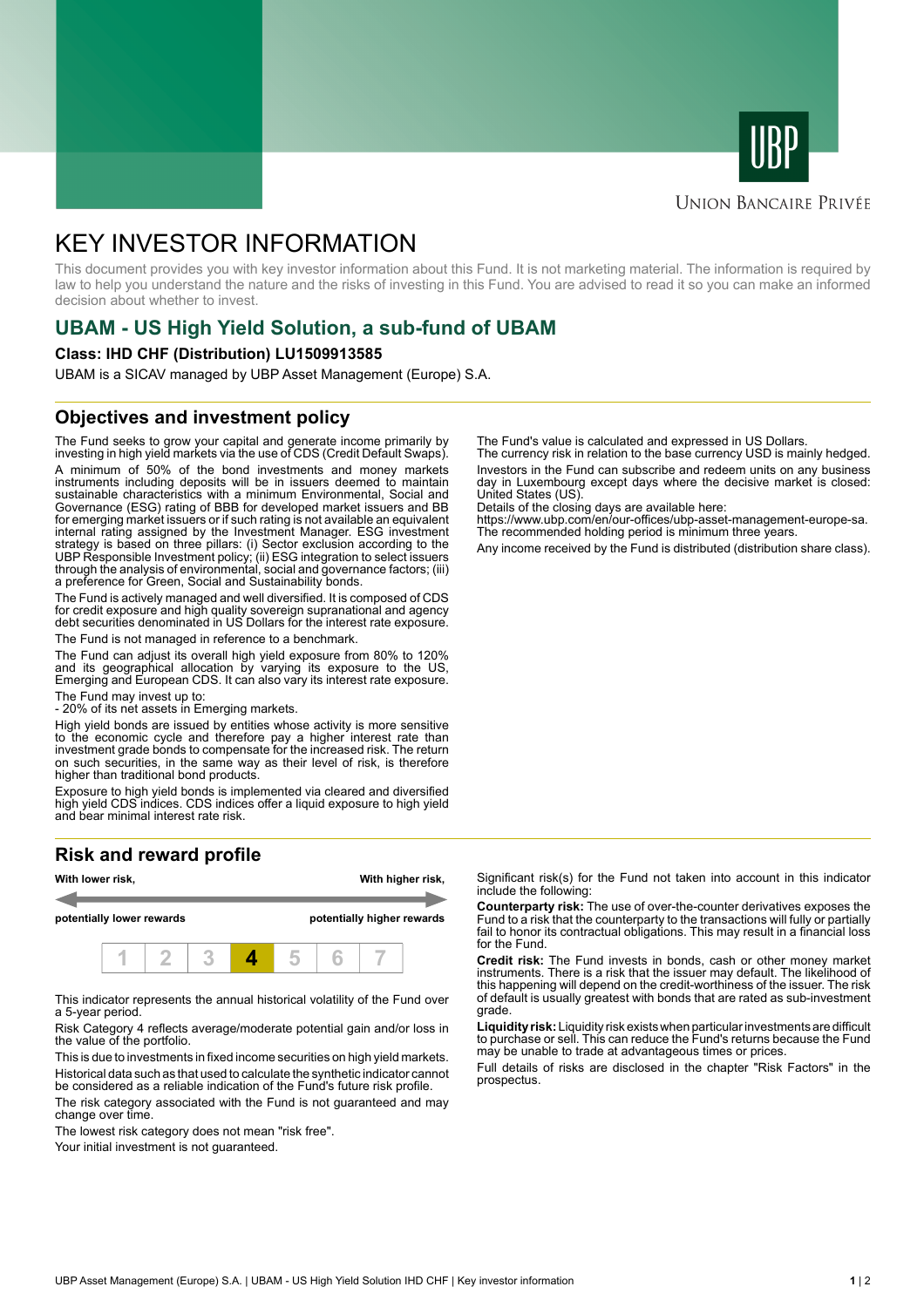UBP

Union Bancaire Privée

# KEY INVESTOR INFORMATION

This document provides you with key investor information about this Fund. It is not marketing material. The information is required by law to help you understand the nature and the risks of investing in this Fund. You are advised to read it so you can make an informed decision about whether to invest.

## UBAM - US High Yield Solution, a sub-fund of UBAM

**Class: IHD CHF (Distribution) LU1509913585**

UBAM is a SICAV managed by UBP Asset Management (Europe) S.A.

## Objectives and investment policy

The Fund seeks to grow your capital and generate income primarily by investing in high yield markets via the use of CDS (Credit Default Swaps).

A minimum of 50% of the bond investments and money markets instruments including deposits will be in issuers deemed to maintain sustainable characteristics with a minimum Environmental, Social and Governance (ESG) rating of BBB for developed market issuers and BB for emerging market issuers or if such rating is not available an equivalent internal rating assigned by the Investment Manager. ESG investment strategy is based on three pillars: (i) Sector exclusion according to the UBP Responsible Investment policy; (ii) ESG integration to select issuers through the analysis of environmental, social and governance factors; (iii) a preference for Green, Social and Sustainability bonds.

The Fund is actively managed and well diversified. It is composed of CDS for credit exposure and high quality sovereign supranational and agency debt securities denominated in US Dollars for the interest rate exposure.

The Fund is not managed in reference to a benchmark.

The Fund can adjust its overall high yield exposure from 80% to 120% and its geographical allocation by varying its exposure to the US, Emerging and European CDS. It can also vary its interest rate exposure.

The Fund may invest up to:
- 20% of its net assets in Emerging markets.

High yield bonds are issued by entities whose activity is more sensitive to the economic cycle and therefore pay a higher interest rate than investment grade bonds to compensate for the increased risk. The return on such securities, in the same way as their level of risk, is therefore higher than traditional bond products.

Exposure to high yield bonds is implemented via cleared and diversified high yield CDS indices. CDS indices offer a liquid exposure to high yield and bear minimal interest rate risk.

The Fund's value is calculated and expressed in US Dollars.
The currency risk in relation to the base currency USD is mainly hedged.

Investors in the Fund can subscribe and redeem units on any business day in Luxembourg except days where the decisive market is closed: United States (US).
Details of the closing days are available here:
https://www.ubp.com/en/our-offices/ubp-asset-management-europe-sa.
The recommended holding period is minimum three years.

Any income received by the Fund is distributed (distribution share class).

## Risk and reward profile

| With lower risk, potentially lower rewards | | | | | | With higher risk, potentially higher rewards |
|---|---|---|---|---|---|---|
| 1 | 2 | 3 | **4** | 5 | 6 | 7 |

This indicator represents the annual historical volatility of the Fund over a 5-year period.

Risk Category 4 reflects average/moderate potential gain and/or loss in the value of the portfolio.

This is due to investments in fixed income securities on high yield markets.

Historical data such as that used to calculate the synthetic indicator cannot be considered as a reliable indication of the Fund's future risk profile.

The risk category associated with the Fund is not guaranteed and may change over time.

The lowest risk category does not mean "risk free".

Your initial investment is not guaranteed.

Significant risk(s) for the Fund not taken into account in this indicator include the following:

**Counterparty risk:** The use of over-the-counter derivatives exposes the Fund to a risk that the counterparty to the transactions will fully or partially fail to honor its contractual obligations. This may result in a financial loss for the Fund.

**Credit risk:** The Fund invests in bonds, cash or other money market instruments. There is a risk that the issuer may default. The likelihood of this happening will depend on the credit-worthiness of the issuer. The risk of default is usually greatest with bonds that are rated as sub-investment grade.

**Liquidity risk:** Liquidity risk exists when particular investments are difficult to purchase or sell. This can reduce the Fund's returns because the Fund may be unable to trade at advantageous times or prices.

Full details of risks are disclosed in the chapter "Risk Factors" in the prospectus.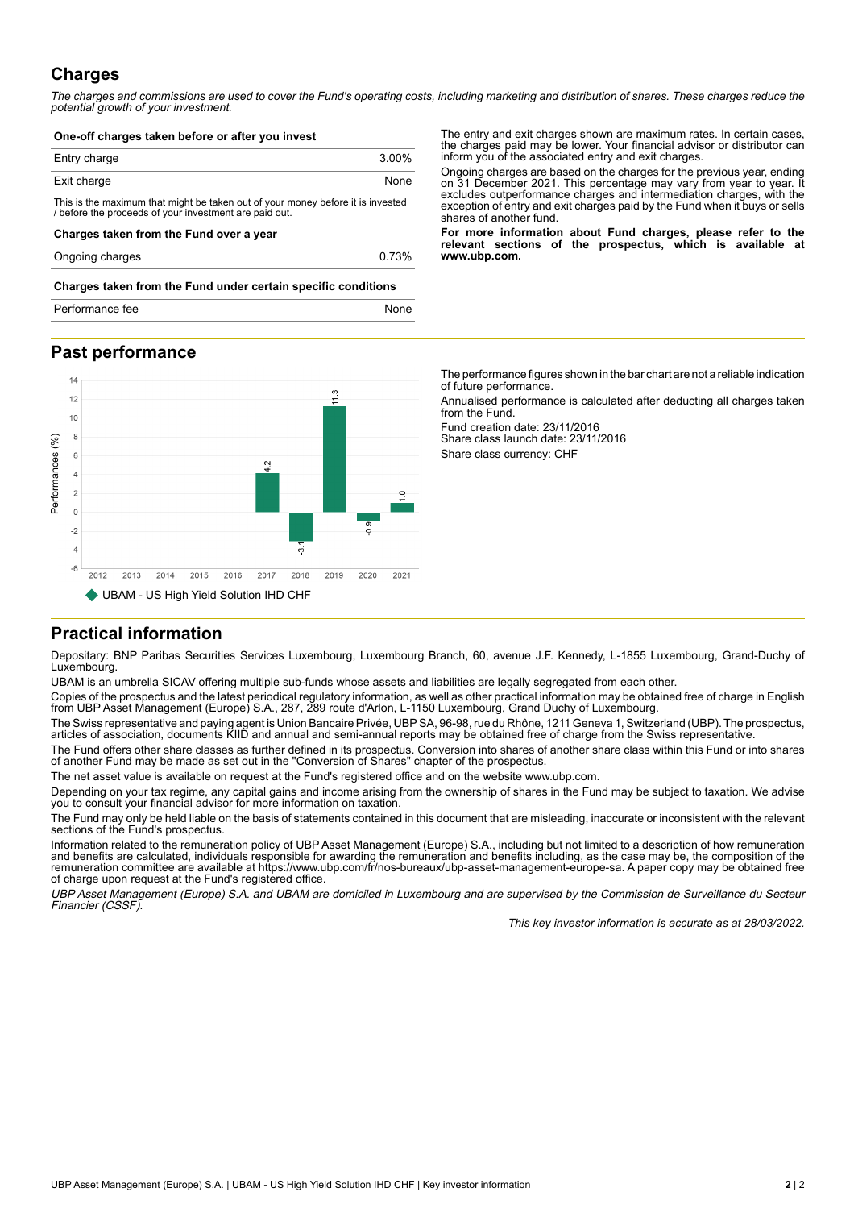## Charges

*The charges and commissions are used to cover the Fund's operating costs, including marketing and distribution of shares. These charges reduce the potential growth of your investment.*

| **One-off charges taken before or after you invest** | |
|---|---|
| Entry charge | 3.00% |
| Exit charge | None |

This is the maximum that might be taken out of your money before it is invested / before the proceeds of your investment are paid out.

| **Charges taken from the Fund over a year** | |
|---|---|
| Ongoing charges | 0.73% |

| **Charges taken from the Fund under certain specific conditions** | |
|---|---|
| Performance fee | None |

The entry and exit charges shown are maximum rates. In certain cases, the charges paid may be lower. Your financial advisor or distributor can inform you of the associated entry and exit charges.

Ongoing charges are based on the charges for the previous year, ending on 31 December 2021. This percentage may vary from year to year. It excludes outperformance charges and intermediation charges, with the exception of entry and exit charges paid by the Fund when it buys or sells shares of another fund.

**For more information about Fund charges, please refer to the relevant sections of the prospectus, which is available at www.ubp.com.**

## Past performance

Performances (%)

14, 12, 10, 8, 6, 4, 2, 0, -2, -4, -6

2012 2013 2014 2015 2016 2017 2018 2019 2020 2021

4.2 -3.1 11.3 -0.9 1.0

UBAM - US High Yield Solution IHD CHF

The performance figures shown in the bar chart are not a reliable indication of future performance.

Annualised performance is calculated after deducting all charges taken from the Fund.

Fund creation date: 23/11/2016
Share class launch date: 23/11/2016
Share class currency: CHF

## Practical information

Depositary: BNP Paribas Securities Services Luxembourg, Luxembourg Branch, 60, avenue J.F. Kennedy, L-1855 Luxembourg, Grand-Duchy of Luxembourg.

UBAM is an umbrella SICAV offering multiple sub-funds whose assets and liabilities are legally segregated from each other.

Copies of the prospectus and the latest periodical regulatory information, as well as other practical information may be obtained free of charge in English from UBP Asset Management (Europe) S.A., 287, 289 route d'Arlon, L-1150 Luxembourg, Grand Duchy of Luxembourg.

The Swiss representative and paying agent is Union Bancaire Privée, UBP SA, 96-98, rue du Rhône, 1211 Geneva 1, Switzerland (UBP). The prospectus, articles of association, documents KIID and annual and semi-annual reports may be obtained free of charge from the Swiss representative.

The Fund offers other share classes as further defined in its prospectus. Conversion into shares of another share class within this Fund or into shares of another Fund may be made as set out in the "Conversion of Shares" chapter of the prospectus.

The net asset value is available on request at the Fund's registered office and on the website www.ubp.com.

Depending on your tax regime, any capital gains and income arising from the ownership of shares in the Fund may be subject to taxation. We advise you to consult your financial advisor for more information on taxation.

The Fund may only be held liable on the basis of statements contained in this document that are misleading, inaccurate or inconsistent with the relevant sections of the Fund's prospectus.

Information related to the remuneration policy of UBP Asset Management (Europe) S.A., including but not limited to a description of how remuneration and benefits are calculated, individuals responsible for awarding the remuneration and benefits including, as the case may be, the composition of the remuneration committee are available at https://www.ubp.com/fr/nos-bureaux/ubp-asset-management-europe-sa. A paper copy may be obtained free of charge upon request at the Fund's registered office.

*UBP Asset Management (Europe) S.A. and UBAM are domiciled in Luxembourg and are supervised by the Commission de Surveillance du Secteur Financier (CSSF).*

*This key investor information is accurate as at 28/03/2022.*